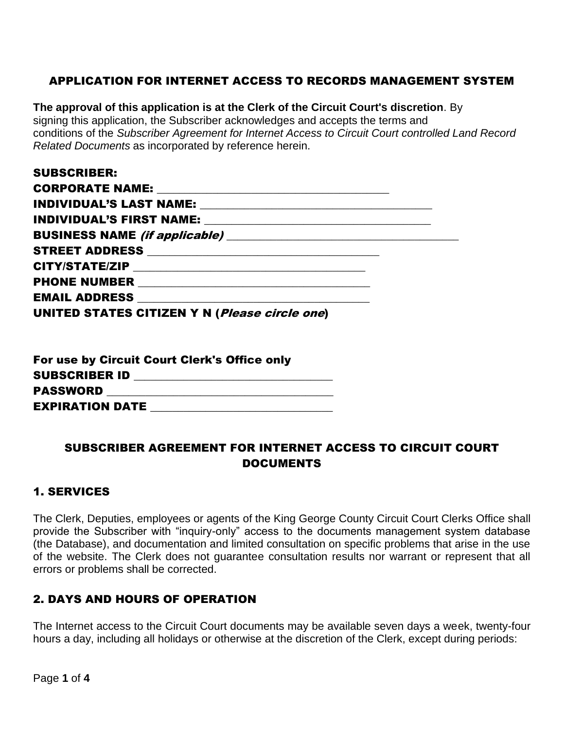## APPLICATION FOR INTERNET ACCESS TO RECORDS MANAGEMENT SYSTEM

**The approval of this application is at the Clerk of the Circuit Court's discretion**. By signing this application, the Subscriber acknowledges and accepts the terms and conditions of the *Subscriber Agreement for Internet Access to Circuit Court controlled Land Record Related Documents* as incorporated by reference herein.

**SUBSCRIBER:**
**CORPORATE NAME:** ______________________________________
**INDIVIDUAL'S LAST NAME:** ______________________________________
**INDIVIDUAL'S FIRST NAME:** ______________________________________
**BUSINESS NAME** ***(if applicable)*** ______________________________________
**STREET ADDRESS** ______________________________________
**CITY/STATE/ZIP** ______________________________________
**PHONE NUMBER** ______________________________________
**EMAIL ADDRESS** ______________________________________
**UNITED STATES CITIZEN Y N (*Please circle one*)**

**For use by Circuit Court Clerk's Office only**
**SUBSCRIBER ID** ________________________________
**PASSWORD** ____________________________________
**EXPIRATION DATE** _____________________________

## SUBSCRIBER AGREEMENT FOR INTERNET ACCESS TO CIRCUIT COURT DOCUMENTS

### 1. SERVICES

The Clerk, Deputies, employees or agents of the King George County Circuit Court Clerks Office shall provide the Subscriber with "inquiry-only" access to the documents management system database (the Database), and documentation and limited consultation on specific problems that arise in the use of the website. The Clerk does not guarantee consultation results nor warrant or represent that all errors or problems shall be corrected.

### 2. DAYS AND HOURS OF OPERATION

The Internet access to the Circuit Court documents may be available seven days a week, twenty-four hours a day, including all holidays or otherwise at the discretion of the Clerk, except during periods: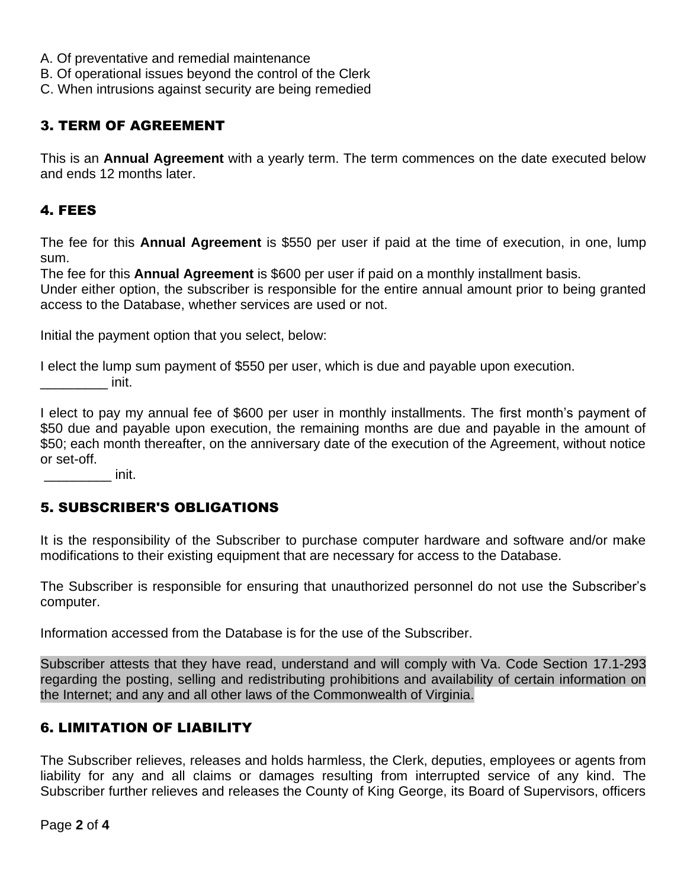A. Of preventative and remedial maintenance
B. Of operational issues beyond the control of the Clerk
C. When intrusions against security are being remedied

## 3. TERM OF AGREEMENT

This is an **Annual Agreement** with a yearly term. The term commences on the date executed below and ends 12 months later.

## 4. FEES

The fee for this **Annual Agreement** is $550 per user if paid at the time of execution, in one, lump sum.
The fee for this **Annual Agreement** is $600 per user if paid on a monthly installment basis.
Under either option, the subscriber is responsible for the entire annual amount prior to being granted access to the Database, whether services are used or not.

Initial the payment option that you select, below:

I elect the lump sum payment of $550 per user, which is due and payable upon execution.
_________ init.

I elect to pay my annual fee of $600 per user in monthly installments. The first month's payment of $50 due and payable upon execution, the remaining months are due and payable in the amount of $50; each month thereafter, on the anniversary date of the execution of the Agreement, without notice or set-off.
_________ init.

## 5. SUBSCRIBER'S OBLIGATIONS

It is the responsibility of the Subscriber to purchase computer hardware and software and/or make modifications to their existing equipment that are necessary for access to the Database.

The Subscriber is responsible for ensuring that unauthorized personnel do not use the Subscriber's computer.

Information accessed from the Database is for the use of the Subscriber.

Subscriber attests that they have read, understand and will comply with Va. Code Section 17.1-293 regarding the posting, selling and redistributing prohibitions and availability of certain information on the Internet; and any and all other laws of the Commonwealth of Virginia.

## 6. LIMITATION OF LIABILITY

The Subscriber relieves, releases and holds harmless, the Clerk, deputies, employees or agents from liability for any and all claims or damages resulting from interrupted service of any kind. The Subscriber further relieves and releases the County of King George, its Board of Supervisors, officers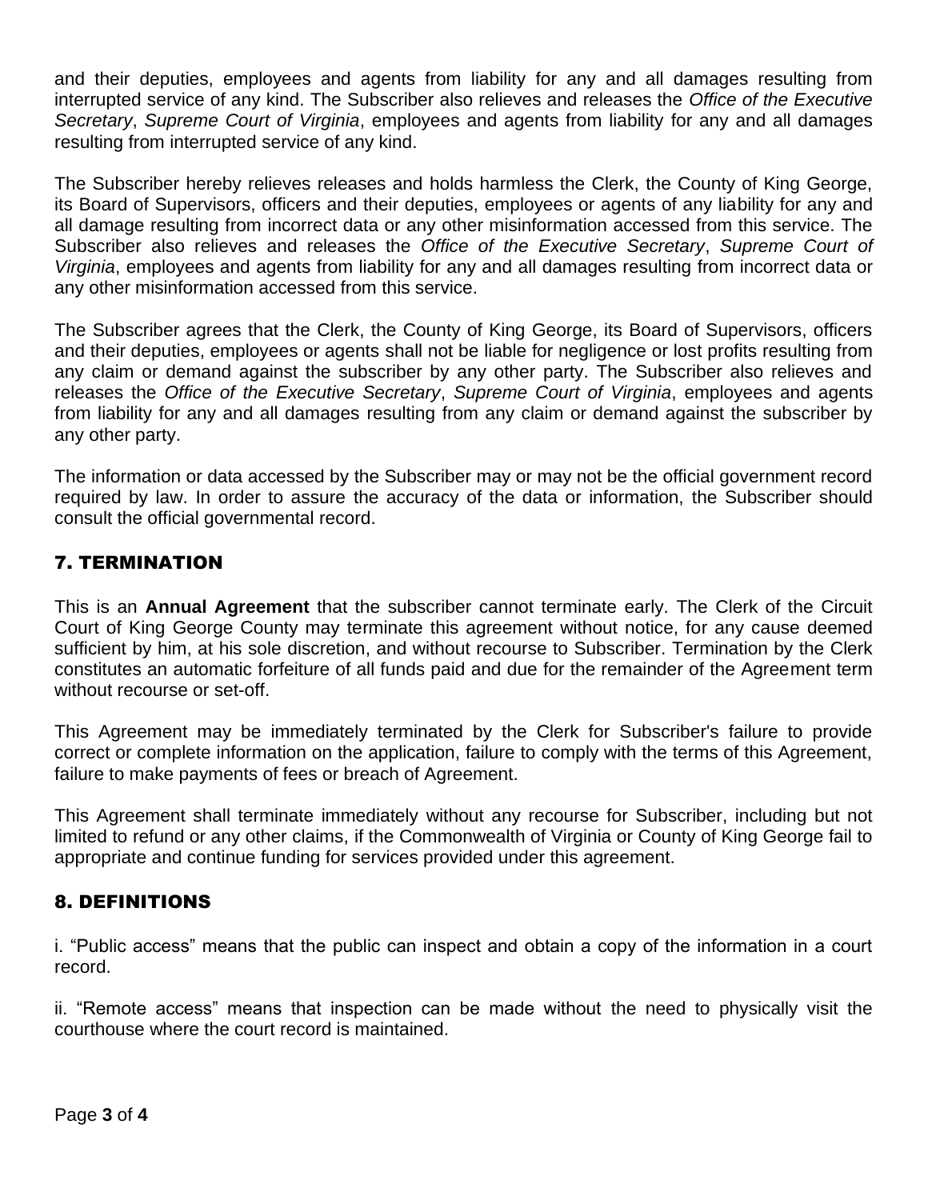and their deputies, employees and agents from liability for any and all damages resulting from interrupted service of any kind. The Subscriber also relieves and releases the *Office of the Executive Secretary*, *Supreme Court of Virginia*, employees and agents from liability for any and all damages resulting from interrupted service of any kind.

The Subscriber hereby relieves releases and holds harmless the Clerk, the County of King George, its Board of Supervisors, officers and their deputies, employees or agents of any liability for any and all damage resulting from incorrect data or any other misinformation accessed from this service. The Subscriber also relieves and releases the *Office of the Executive Secretary*, *Supreme Court of Virginia*, employees and agents from liability for any and all damages resulting from incorrect data or any other misinformation accessed from this service.

The Subscriber agrees that the Clerk, the County of King George, its Board of Supervisors, officers and their deputies, employees or agents shall not be liable for negligence or lost profits resulting from any claim or demand against the subscriber by any other party. The Subscriber also relieves and releases the *Office of the Executive Secretary*, *Supreme Court of Virginia*, employees and agents from liability for any and all damages resulting from any claim or demand against the subscriber by any other party.

The information or data accessed by the Subscriber may or may not be the official government record required by law. In order to assure the accuracy of the data or information, the Subscriber should consult the official governmental record.

## 7. TERMINATION

This is an **Annual Agreement** that the subscriber cannot terminate early. The Clerk of the Circuit Court of King George County may terminate this agreement without notice, for any cause deemed sufficient by him, at his sole discretion, and without recourse to Subscriber. Termination by the Clerk constitutes an automatic forfeiture of all funds paid and due for the remainder of the Agreement term without recourse or set-off.

This Agreement may be immediately terminated by the Clerk for Subscriber's failure to provide correct or complete information on the application, failure to comply with the terms of this Agreement, failure to make payments of fees or breach of Agreement.

This Agreement shall terminate immediately without any recourse for Subscriber, including but not limited to refund or any other claims, if the Commonwealth of Virginia or County of King George fail to appropriate and continue funding for services provided under this agreement.

## 8. DEFINITIONS

i. "Public access" means that the public can inspect and obtain a copy of the information in a court record.

ii. "Remote access" means that inspection can be made without the need to physically visit the courthouse where the court record is maintained.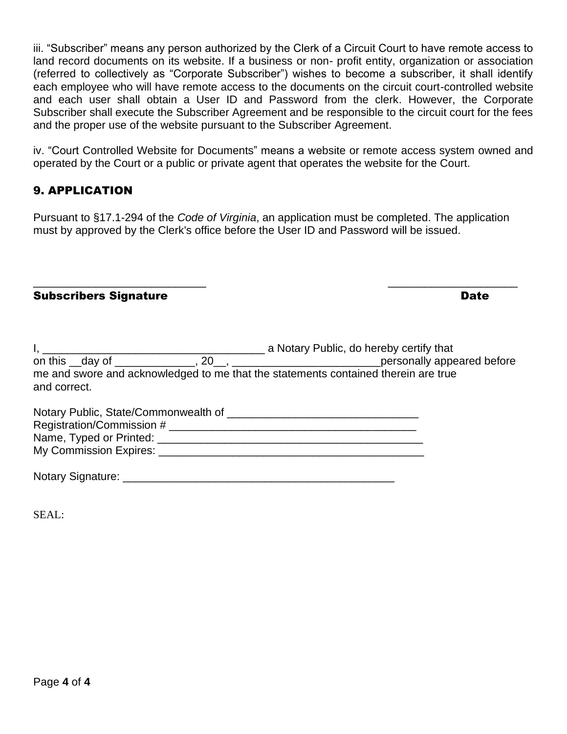iii. "Subscriber" means any person authorized by the Clerk of a Circuit Court to have remote access to land record documents on its website. If a business or non- profit entity, organization or association (referred to collectively as "Corporate Subscriber") wishes to become a subscriber, it shall identify each employee who will have remote access to the documents on the circuit court-controlled website and each user shall obtain a User ID and Password from the clerk. However, the Corporate Subscriber shall execute the Subscriber Agreement and be responsible to the circuit court for the fees and the proper use of the website pursuant to the Subscriber Agreement.

iv. "Court Controlled Website for Documents" means a website or remote access system owned and operated by the Court or a public or private agent that operates the website for the Court.

## 9. APPLICATION

Pursuant to §17.1-294 of the *Code of Virginia*, an application must be completed. The application must by approved by the Clerk's office before the User ID and Password will be issued.

_____________________________ _____________________

**Subscribers Signature** **Date**

I, _____________________________________ a Notary Public, do hereby certify that on this __day of _____________, 20__, _________________________personally appeared before me and swore and acknowledged to me that the statements contained therein are true and correct.

Notary Public, State/Commonwealth of _______________________________
Registration/Commission # _________________________________________
Name, Typed or Printed: ____________________________________________
My Commission Expires: ____________________________________________

Notary Signature: _____________________________________________

SEAL: